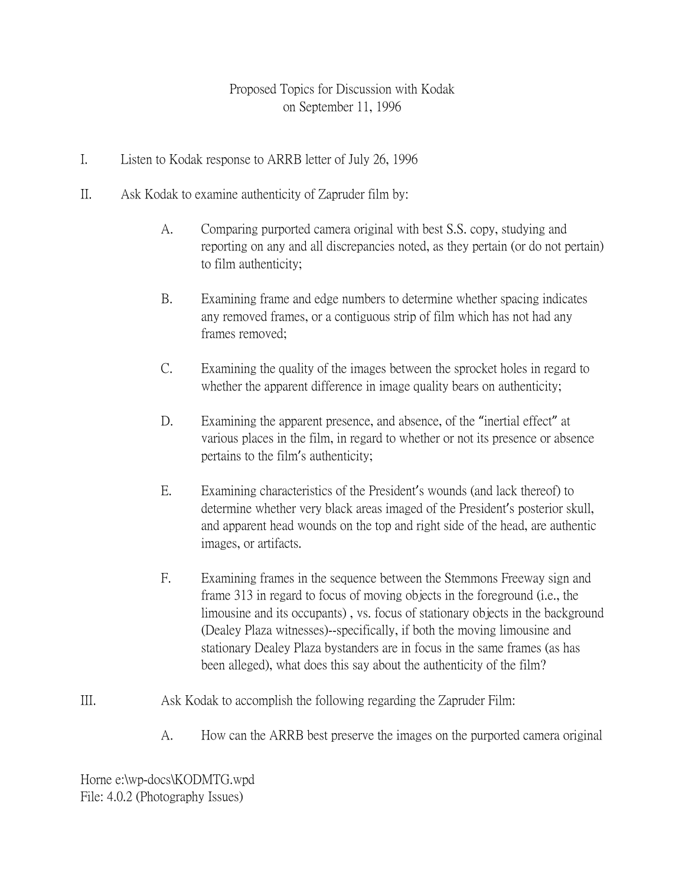# Proposed Topics for Discussion with Kodak
## on September 11, 1996

I. Listen to Kodak response to ARRB letter of July 26, 1996

II. Ask Kodak to examine authenticity of Zapruder film by:

   A. Comparing purported camera original with best S.S. copy, studying and reporting on any and all discrepancies noted, as they pertain (or do not pertain) to film authenticity;

   B. Examining frame and edge numbers to determine whether spacing indicates any removed frames, or a contiguous strip of film which has not had any frames removed;

   C. Examining the quality of the images between the sprocket holes in regard to whether the apparent difference in image quality bears on authenticity;

   D. Examining the apparent presence, and absence, of the "inertial effect" at various places in the film, in regard to whether or not its presence or absence pertains to the film's authenticity;

   E. Examining characteristics of the President's wounds (and lack thereof) to determine whether very black areas imaged of the President's posterior skull, and apparent head wounds on the top and right side of the head, are authentic images, or artifacts.

   F. Examining frames in the sequence between the Stemmons Freeway sign and frame 313 in regard to focus of moving objects in the foreground (i.e., the limousine and its occupants) , vs. focus of stationary objects in the background (Dealey Plaza witnesses)--specifically, if both the moving limousine and stationary Dealey Plaza bystanders are in focus in the same frames (as has been alleged), what does this say about the authenticity of the film?

III. Ask Kodak to accomplish the following regarding the Zapruder Film:

   A. How can the ARRB best preserve the images on the purported camera original

Horne e:\wp-docs\KODMTG.wpd
File: 4.0.2 (Photography Issues)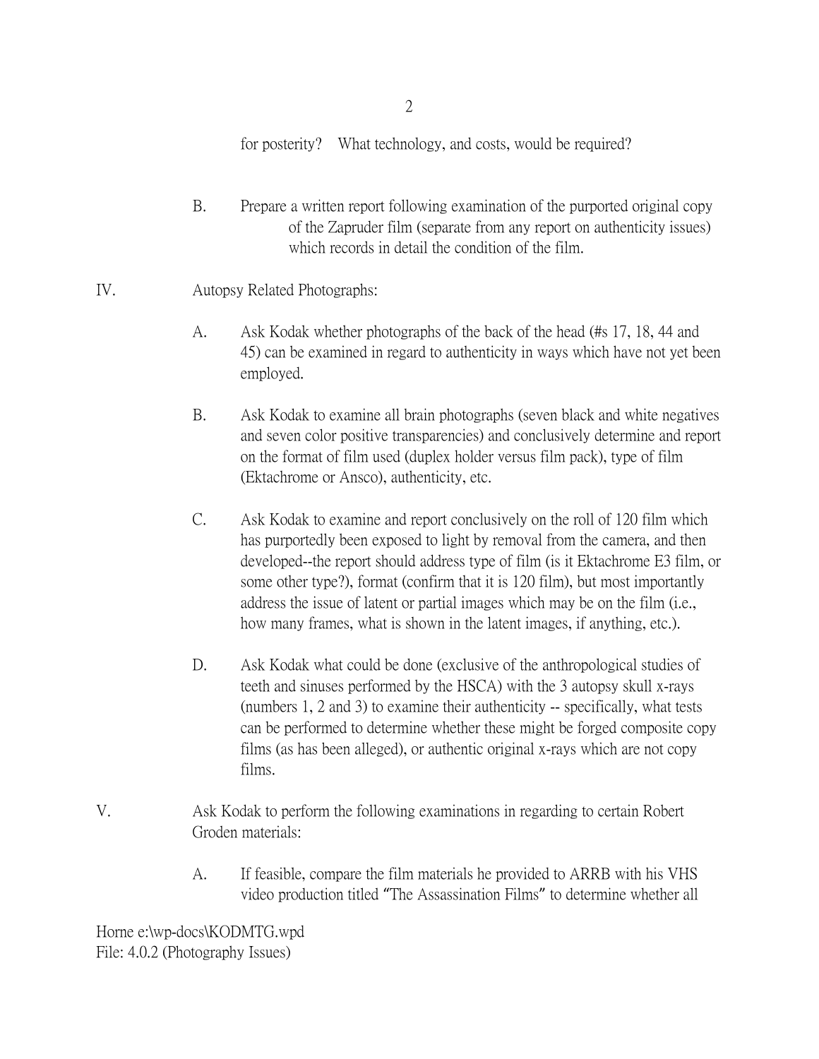for posterity? What technology, and costs, would be required?

B. Prepare a written report following examination of the purported original copy of the Zapruder film (separate from any report on authenticity issues) which records in detail the condition of the film.

IV. Autopsy Related Photographs:

A. Ask Kodak whether photographs of the back of the head (#s 17, 18, 44 and 45) can be examined in regard to authenticity in ways which have not yet been employed.

B. Ask Kodak to examine all brain photographs (seven black and white negatives and seven color positive transparencies) and conclusively determine and report on the format of film used (duplex holder versus film pack), type of film (Ektachrome or Ansco), authenticity, etc.

C. Ask Kodak to examine and report conclusively on the roll of 120 film which has purportedly been exposed to light by removal from the camera, and then developed--the report should address type of film (is it Ektachrome E3 film, or some other type?), format (confirm that it is 120 film), but most importantly address the issue of latent or partial images which may be on the film (i.e., how many frames, what is shown in the latent images, if anything, etc.).

D. Ask Kodak what could be done (exclusive of the anthropological studies of teeth and sinuses performed by the HSCA) with the 3 autopsy skull x-rays (numbers 1, 2 and 3) to examine their authenticity -- specifically, what tests can be performed to determine whether these might be forged composite copy films (as has been alleged), or authentic original x-rays which are not copy films.

V. Ask Kodak to perform the following examinations in regarding to certain Robert Groden materials:

A. If feasible, compare the film materials he provided to ARRB with his VHS video production titled "The Assassination Films" to determine whether all

Horne e:\wp-docs\KODMTG.wpd
File: 4.0.2 (Photography Issues)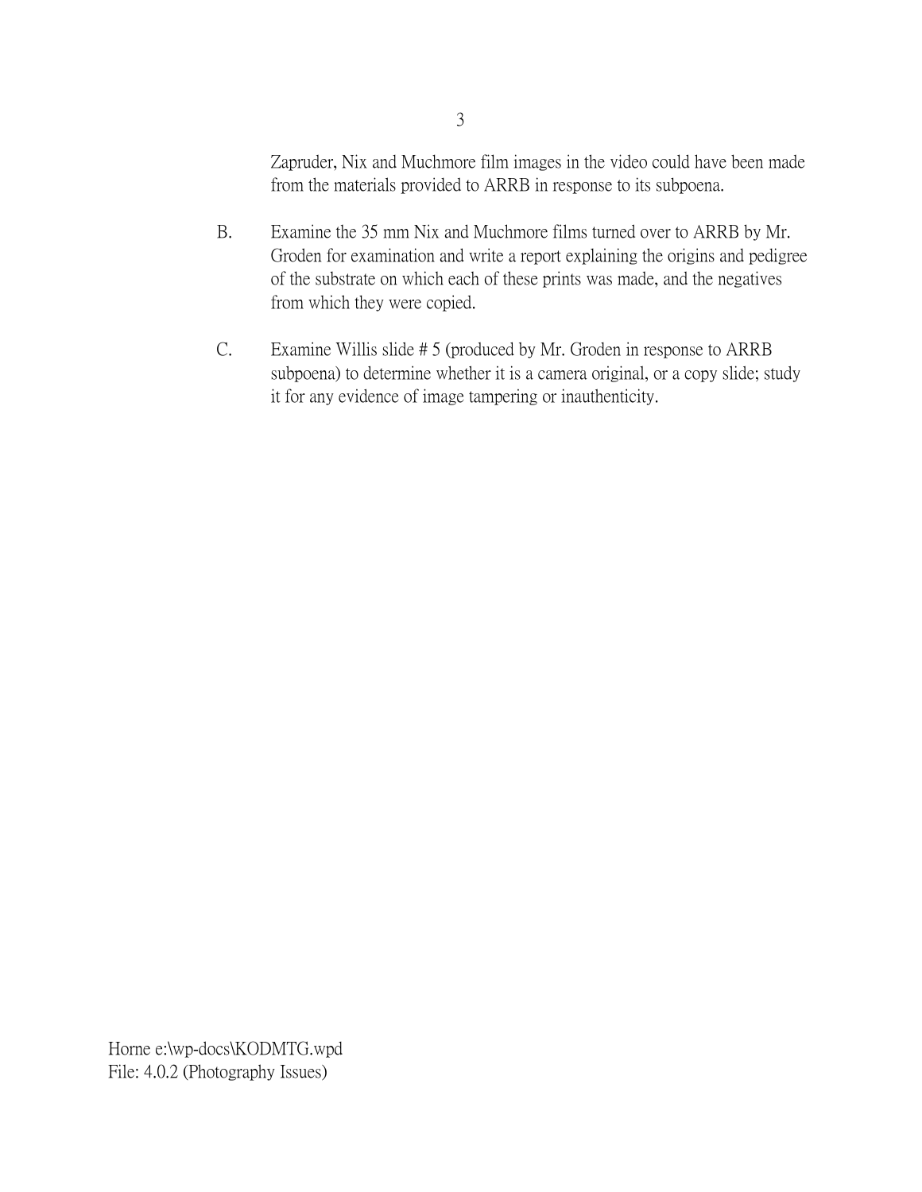Zapruder, Nix and Muchmore film images in the video could have been made from the materials provided to ARRB in response to its subpoena.

B. Examine the 35 mm Nix and Muchmore films turned over to ARRB by Mr. Groden for examination and write a report explaining the origins and pedigree of the substrate on which each of these prints was made, and the negatives from which they were copied.

C. Examine Willis slide # 5 (produced by Mr. Groden in response to ARRB subpoena) to determine whether it is a camera original, or a copy slide; study it for any evidence of image tampering or inauthenticity.

Horne e:\wp-docs\KODMTG.wpd
File: 4.0.2 (Photography Issues)